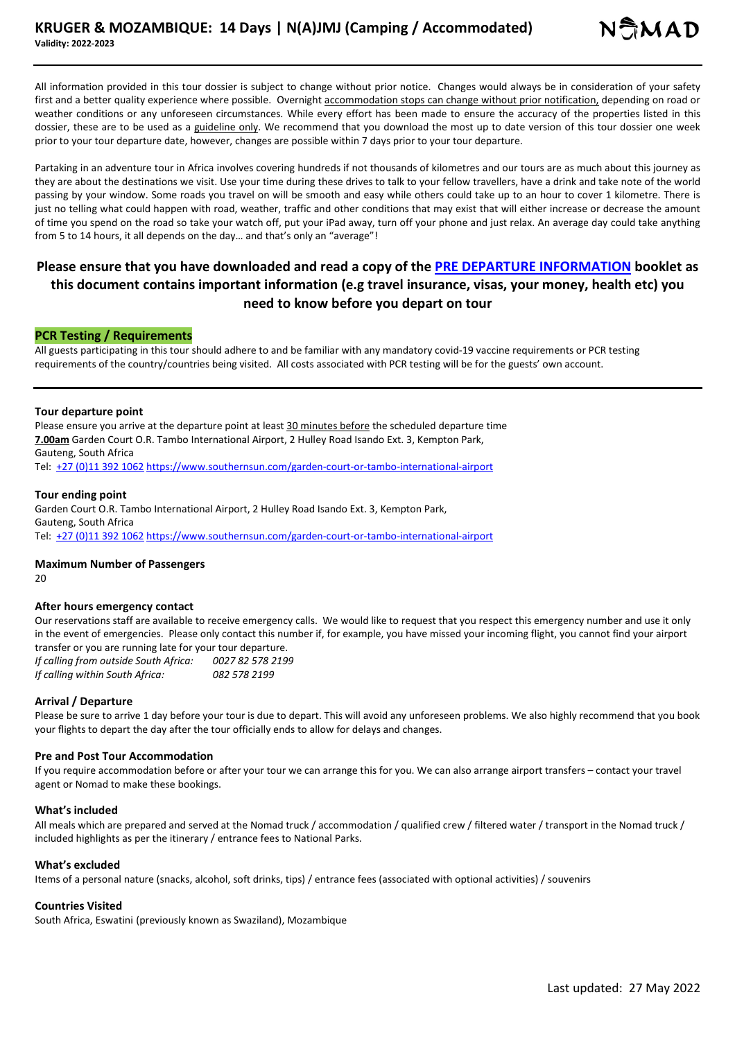# KRUGER & MOZAMBIQUE: 14 Days | N(A)JMJ (Camping / Accommodated)

**Validity: 2022-2023**

NOMAD

All information provided in this tour dossier is subject to change without prior notice. Changes would always be in consideration of your safety first and a better quality experience where possible. Overnight accommodation stops can change without prior notification, depending on road or weather conditions or any unforeseen circumstances. While every effort has been made to ensure the accuracy of the properties listed in this dossier, these are to be used as a guideline only. We recommend that you download the most up to date version of this tour dossier one week prior to your tour departure date, however, changes are possible within 7 days prior to your tour departure.

Partaking in an adventure tour in Africa involves covering hundreds if not thousands of kilometres and our tours are as much about this journey as they are about the destinations we visit. Use your time during these drives to talk to your fellow travellers, have a drink and take note of the world passing by your window. Some roads you travel on will be smooth and easy while others could take up to an hour to cover 1 kilometre. There is just no telling what could happen with road, weather, traffic and other conditions that may exist that will either increase or decrease the amount of time you spend on the road so take your watch off, put your iPad away, turn off your phone and just relax. An average day could take anything from 5 to 14 hours, it all depends on the day… and that's only an "average"!

## Please ensure that you have downloaded and read a copy of the PRE DEPARTURE INFORMATION booklet as this document contains important information (e.g travel insurance, visas, your money, health etc) you need to know before you depart on tour

### PCR Testing / Requirements

All guests participating in this tour should adhere to and be familiar with any mandatory covid-19 vaccine requirements or PCR testing requirements of the country/countries being visited. All costs associated with PCR testing will be for the guests' own account.

---

### Tour departure point

Please ensure you arrive at the departure point at least 30 minutes before the scheduled departure time
**7.00am** Garden Court O.R. Tambo International Airport, 2 Hulley Road Isando Ext. 3, Kempton Park, Gauteng, South Africa
Tel: +27 (0)11 392 1062 https://www.southernsun.com/garden-court-or-tambo-international-airport

### Tour ending point

Garden Court O.R. Tambo International Airport, 2 Hulley Road Isando Ext. 3, Kempton Park, Gauteng, South Africa
Tel: +27 (0)11 392 1062 https://www.southernsun.com/garden-court-or-tambo-international-airport

### Maximum Number of Passengers

20

### After hours emergency contact

Our reservations staff are available to receive emergency calls. We would like to request that you respect this emergency number and use it only in the event of emergencies. Please only contact this number if, for example, you have missed your incoming flight, you cannot find your airport transfer or you are running late for your tour departure.

*If calling from outside South Africa:* *0027 82 578 2199*
*If calling within South Africa:* *082 578 2199*

### Arrival / Departure

Please be sure to arrive 1 day before your tour is due to depart. This will avoid any unforeseen problems. We also highly recommend that you book your flights to depart the day after the tour officially ends to allow for delays and changes.

### Pre and Post Tour Accommodation

If you require accommodation before or after your tour we can arrange this for you. We can also arrange airport transfers – contact your travel agent or Nomad to make these bookings.

### What's included

All meals which are prepared and served at the Nomad truck / accommodation / qualified crew / filtered water / transport in the Nomad truck / included highlights as per the itinerary / entrance fees to National Parks.

### What's excluded

Items of a personal nature (snacks, alcohol, soft drinks, tips) / entrance fees (associated with optional activities) / souvenirs

### Countries Visited

South Africa, Eswatini (previously known as Swaziland), Mozambique

Last updated: 27 May 2022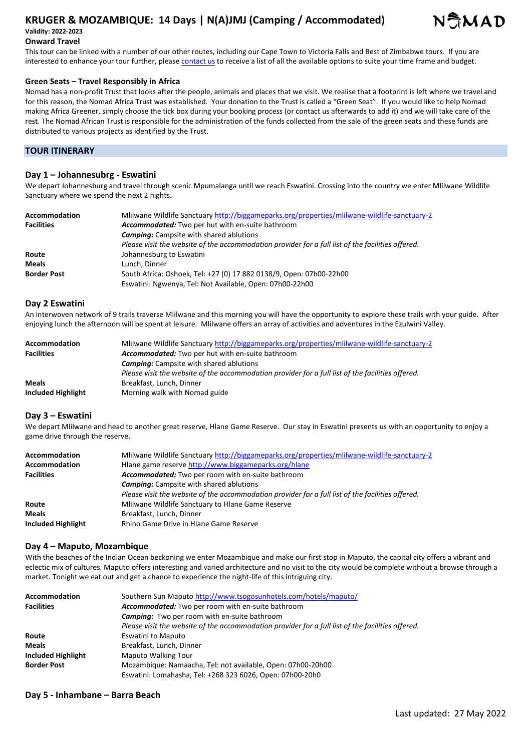# KRUGER & MOZAMBIQUE: 14 Days | N(A)JMJ (Camping / Accommodated)

**Validity: 2022-2023**

### Onward Travel

This tour can be linked with a number of our other routes, including our Cape Town to Victoria Falls and Best of Zimbabwe tours. If you are interested to enhance your tour further, please contact us to receive a list of all the available options to suite your time frame and budget.

### Green Seats – Travel Responsibly in Africa

Nomad has a non-profit Trust that looks after the people, animals and places that we visit. We realise that a footprint is left where we travel and for this reason, the Nomad Africa Trust was established. Your donation to the Trust is called a "Green Seat". If you would like to help Nomad making Africa Greener, simply choose the tick box during your booking process (or contact us afterwards to add it) and we will take care of the rest. The Nomad African Trust is responsible for the administration of the funds collected from the sale of the green seats and these funds are distributed to various projects as identified by the Trust.

## TOUR ITINERARY

### Day 1 – Johannesubrg - Eswatini

We depart Johannesburg and travel through scenic Mpumalanga until we reach Eswatini. Crossing into the country we enter Mlilwane Wildlife Sanctuary where we spend the next 2 nights.

| | |
|---|---|
| **Accommodation** | Mlilwane Wildlife Sanctuary http://biggameparks.org/properties/mlilwane-wildlife-sanctuary-2 |
| **Facilities** | ***Accommodated:*** Two per hut with en-suite bathroom<br>***Camping:*** Campsite with shared ablutions<br>*Please visit the website of the accommodation provider for a full list of the facilities offered.* |
| **Route** | Johannesburg to Eswatini |
| **Meals** | Lunch, Dinner |
| **Border Post** | South Africa: Oshoek, Tel: +27 (0) 17 882 0138/9, Open: 07h00-22h00<br>Eswatini: Ngwenya, Tel: Not Available, Open: 07h00-22h00 |

### Day 2 Eswatini

An interwoven network of 9 trails traverse Mlilwane and this morning you will have the opportunity to explore these trails with your guide. After enjoying lunch the afternoon will be spent at leisure. Mlilwane offers an array of activities and adventures in the Ezulwini Valley.

| | |
|---|---|
| **Accommodation** | Mlilwane Wildlife Sanctuary http://biggameparks.org/properties/mlilwane-wildlife-sanctuary-2 |
| **Facilities** | ***Accommodated:*** Two per hut with en-suite bathroom<br>***Camping:*** Campsite with shared ablutions<br>*Please visit the website of the accommodation provider for a full list of the facilities offered.* |
| **Meals** | Breakfast, Lunch, Dinner |
| **Included Highlight** | Morning walk with Nomad guide |

### Day 3 – Eswatini

We depart Mlilwane and head to another great reserve, Hlane Game Reserve. Our stay in Eswatini presents us with an opportunity to enjoy a game drive through the reserve.

| | |
|---|---|
| **Accommodation** | Mlilwane Wildlife Sanctuary http://biggameparks.org/properties/mlilwane-wildlife-sanctuary-2 |
| **Accommodation** | Hlane game reserve http://www.biggameparks.org/hlane |
| **Facilities** | ***Accommodated:*** Two per room with en-suite bathroom<br>***Camping:*** Campsite with shared ablutions<br>*Please visit the website of the accommodation provider for a full list of the facilities offered.* |
| **Route** | Mlilwane Wildlife Sanctuary to Hlane Game Reserve |
| **Meals** | Breakfast, Lunch, Dinner |
| **Included Highlight** | Rhino Game Drive in Hlane Game Reserve |

### Day 4 – Maputo, Mozambique

With the beaches of the Indian Ocean beckoning we enter Mozambique and make our first stop in Maputo, the capital city offers a vibrant and eclectic mix of cultures. Maputo offers interesting and varied architecture and no visit to the city would be complete without a browse through a market. Tonight we eat out and get a chance to experience the night-life of this intriguing city.

| | |
|---|---|
| **Accommodation** | Southern Sun Maputo http://www.tsogosunhotels.com/hotels/maputo/ |
| **Facilities** | ***Accommodated:*** Two per room with en-suite bathroom<br>***Camping:*** Two per room with en-suite bathroom<br>*Please visit the website of the accommodation provider for a full list of the facilities offered.* |
| **Route** | Eswatini to Maputo |
| **Meals** | Breakfast, Lunch, Dinner |
| **Included Highlight** | Maputo Walking Tour |
| **Border Post** | Mozambique: Namaacha, Tel: not available, Open: 07h00-20h00<br>Eswatini: Lomahasha, Tel: +268 323 6026, Open: 07h00-20h0 |

### Day 5 - Inhambane – Barra Beach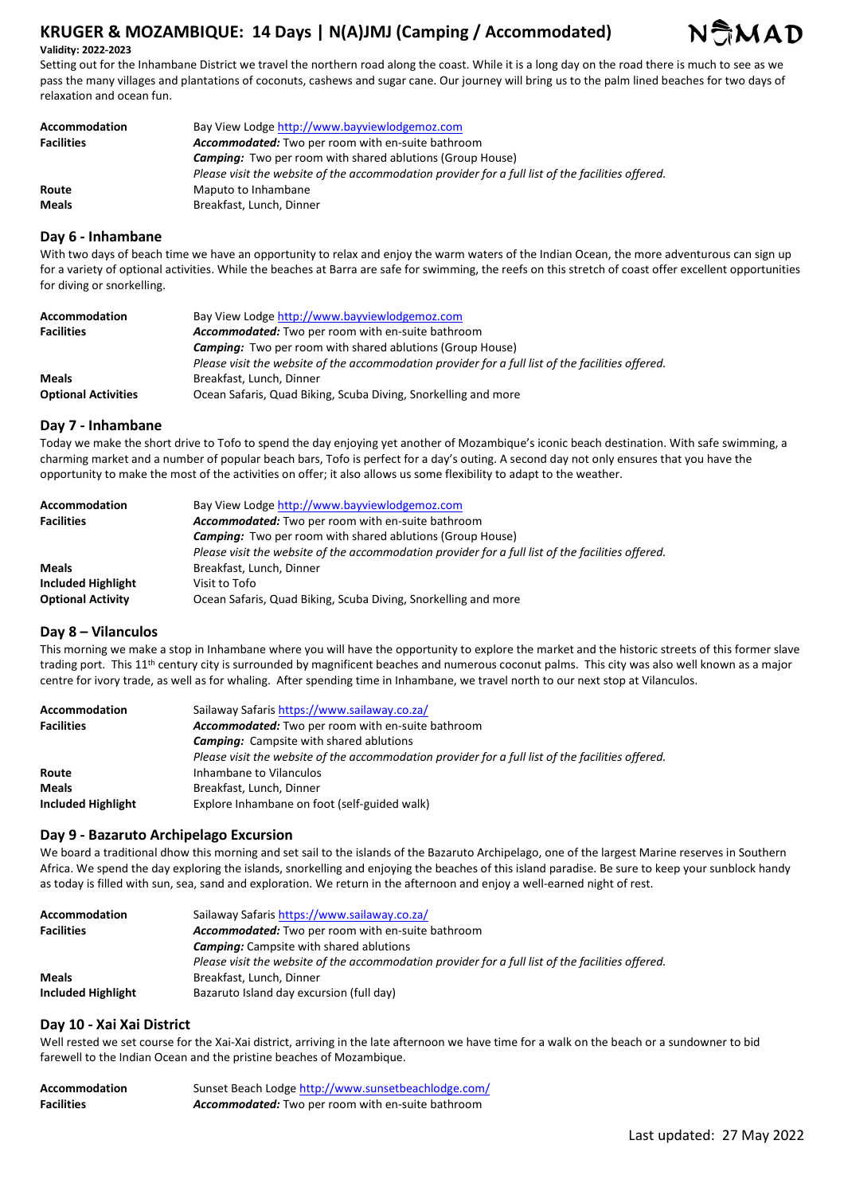Setting out for the Inhambane District we travel the northern road along the coast. While it is a long day on the road there is much to see as we pass the many villages and plantations of coconuts, cashews and sugar cane. Our journey will bring us to the palm lined beaches for two days of relaxation and ocean fun.

| | |
|---|---|
| **Accommodation** | Bay View Lodge http://www.bayviewlodgemoz.com |
| **Facilities** | ***Accommodated:*** Two per room with en-suite bathroom |
| | ***Camping:*** Two per room with shared ablutions (Group House) |
| | *Please visit the website of the accommodation provider for a full list of the facilities offered.* |
| **Route** | Maputo to Inhambane |
| **Meals** | Breakfast, Lunch, Dinner |

## Day 6 - Inhambane

With two days of beach time we have an opportunity to relax and enjoy the warm waters of the Indian Ocean, the more adventurous can sign up for a variety of optional activities. While the beaches at Barra are safe for swimming, the reefs on this stretch of coast offer excellent opportunities for diving or snorkelling.

| | |
|---|---|
| **Accommodation** | Bay View Lodge http://www.bayviewlodgemoz.com |
| **Facilities** | ***Accommodated:*** Two per room with en-suite bathroom |
| | ***Camping:*** Two per room with shared ablutions (Group House) |
| | *Please visit the website of the accommodation provider for a full list of the facilities offered.* |
| **Meals** | Breakfast, Lunch, Dinner |
| **Optional Activities** | Ocean Safaris, Quad Biking, Scuba Diving, Snorkelling and more |

## Day 7 - Inhambane

Today we make the short drive to Tofo to spend the day enjoying yet another of Mozambique's iconic beach destination. With safe swimming, a charming market and a number of popular beach bars, Tofo is perfect for a day's outing. A second day not only ensures that you have the opportunity to make the most of the activities on offer; it also allows us some flexibility to adapt to the weather.

| | |
|---|---|
| **Accommodation** | Bay View Lodge http://www.bayviewlodgemoz.com |
| **Facilities** | ***Accommodated:*** Two per room with en-suite bathroom |
| | ***Camping:*** Two per room with shared ablutions (Group House) |
| | *Please visit the website of the accommodation provider for a full list of the facilities offered.* |
| **Meals** | Breakfast, Lunch, Dinner |
| **Included Highlight** | Visit to Tofo |
| **Optional Activity** | Ocean Safaris, Quad Biking, Scuba Diving, Snorkelling and more |

## Day 8 – Vilanculos

This morning we make a stop in Inhambane where you will have the opportunity to explore the market and the historic streets of this former slave trading port. This 11th century city is surrounded by magnificent beaches and numerous coconut palms. This city was also well known as a major centre for ivory trade, as well as for whaling. After spending time in Inhambane, we travel north to our next stop at Vilanculos.

| | |
|---|---|
| **Accommodation** | Sailaway Safaris https://www.sailaway.co.za/ |
| **Facilities** | ***Accommodated:*** Two per room with en-suite bathroom |
| | ***Camping:*** Campsite with shared ablutions |
| | *Please visit the website of the accommodation provider for a full list of the facilities offered.* |
| **Route** | Inhambane to Vilanculos |
| **Meals** | Breakfast, Lunch, Dinner |
| **Included Highlight** | Explore Inhambane on foot (self-guided walk) |

## Day 9 - Bazaruto Archipelago Excursion

We board a traditional dhow this morning and set sail to the islands of the Bazaruto Archipelago, one of the largest Marine reserves in Southern Africa. We spend the day exploring the islands, snorkelling and enjoying the beaches of this island paradise. Be sure to keep your sunblock handy as today is filled with sun, sea, sand and exploration. We return in the afternoon and enjoy a well-earned night of rest.

| | |
|---|---|
| **Accommodation** | Sailaway Safaris https://www.sailaway.co.za/ |
| **Facilities** | ***Accommodated:*** Two per room with en-suite bathroom |
| | ***Camping:*** Campsite with shared ablutions |
| | *Please visit the website of the accommodation provider for a full list of the facilities offered.* |
| **Meals** | Breakfast, Lunch, Dinner |
| **Included Highlight** | Bazaruto Island day excursion (full day) |

## Day 10 - Xai Xai District

Well rested we set course for the Xai-Xai district, arriving in the late afternoon we have time for a walk on the beach or a sundowner to bid farewell to the Indian Ocean and the pristine beaches of Mozambique.

| | |
|---|---|
| **Accommodation** | Sunset Beach Lodge http://www.sunsetbeachlodge.com/ |
| **Facilities** | ***Accommodated:*** Two per room with en-suite bathroom |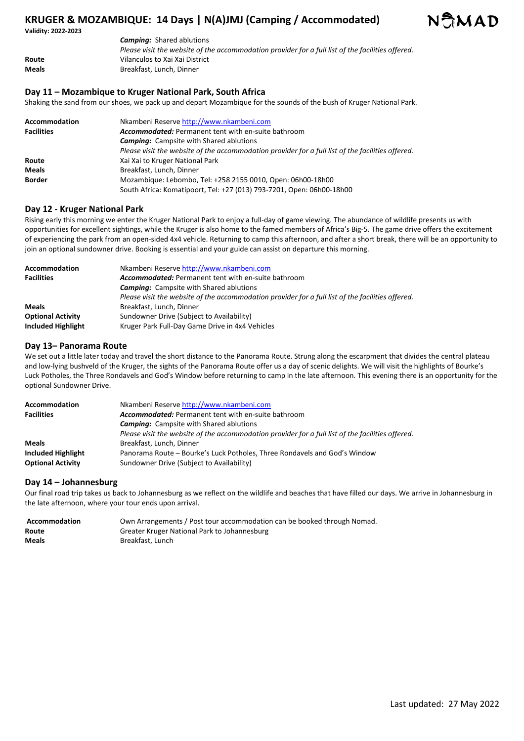| | |
|---|---|
| | ***Camping:*** Shared ablutions |
| | *Please visit the website of the accommodation provider for a full list of the facilities offered.* |
| **Route** | Vilanculos to Xai Xai District |
| **Meals** | Breakfast, Lunch, Dinner |

## Day 11 – Mozambique to Kruger National Park, South Africa

Shaking the sand from our shoes, we pack up and depart Mozambique for the sounds of the bush of Kruger National Park.

| | |
|---|---|
| **Accommodation** | Nkambeni Reserve http://www.nkambeni.com |
| **Facilities** | ***Accommodated:*** Permanent tent with en-suite bathroom |
| | ***Camping:*** Campsite with Shared ablutions |
| | *Please visit the website of the accommodation provider for a full list of the facilities offered.* |
| **Route** | Xai Xai to Kruger National Park |
| **Meals** | Breakfast, Lunch, Dinner |
| **Border** | Mozambique: Lebombo, Tel: +258 2155 0010, Open: 06h00-18h00 |
| | South Africa: Komatipoort, Tel: +27 (013) 793-7201, Open: 06h00-18h00 |

## Day 12 - Kruger National Park

Rising early this morning we enter the Kruger National Park to enjoy a full-day of game viewing. The abundance of wildlife presents us with opportunities for excellent sightings, while the Kruger is also home to the famed members of Africa's Big-5. The game drive offers the excitement of experiencing the park from an open-sided 4x4 vehicle. Returning to camp this afternoon, and after a short break, there will be an opportunity to join an optional sundowner drive. Booking is essential and your guide can assist on departure this morning.

| | |
|---|---|
| **Accommodation** | Nkambeni Reserve http://www.nkambeni.com |
| **Facilities** | ***Accommodated:*** Permanent tent with en-suite bathroom |
| | ***Camping:*** Campsite with Shared ablutions |
| | *Please visit the website of the accommodation provider for a full list of the facilities offered.* |
| **Meals** | Breakfast, Lunch, Dinner |
| **Optional Activity** | Sundowner Drive (Subject to Availability) |
| **Included Highlight** | Kruger Park Full-Day Game Drive in 4x4 Vehicles |

## Day 13– Panorama Route

We set out a little later today and travel the short distance to the Panorama Route. Strung along the escarpment that divides the central plateau and low-lying bushveld of the Kruger, the sights of the Panorama Route offer us a day of scenic delights. We will visit the highlights of Bourke's Luck Potholes, the Three Rondavels and God's Window before returning to camp in the late afternoon. This evening there is an opportunity for the optional Sundowner Drive.

| | |
|---|---|
| **Accommodation** | Nkambeni Reserve http://www.nkambeni.com |
| **Facilities** | ***Accommodated:*** Permanent tent with en-suite bathroom |
| | ***Camping:*** Campsite with Shared ablutions |
| | *Please visit the website of the accommodation provider for a full list of the facilities offered.* |
| **Meals** | Breakfast, Lunch, Dinner |
| **Included Highlight** | Panorama Route – Bourke's Luck Potholes, Three Rondavels and God's Window |
| **Optional Activity** | Sundowner Drive (Subject to Availability) |

## Day 14 – Johannesburg

Our final road trip takes us back to Johannesburg as we reflect on the wildlife and beaches that have filled our days. We arrive in Johannesburg in the late afternoon, where your tour ends upon arrival.

| | |
|---|---|
| **Accommodation** | Own Arrangements / Post tour accommodation can be booked through Nomad. |
| **Route** | Greater Kruger National Park to Johannesburg |
| **Meals** | Breakfast, Lunch |